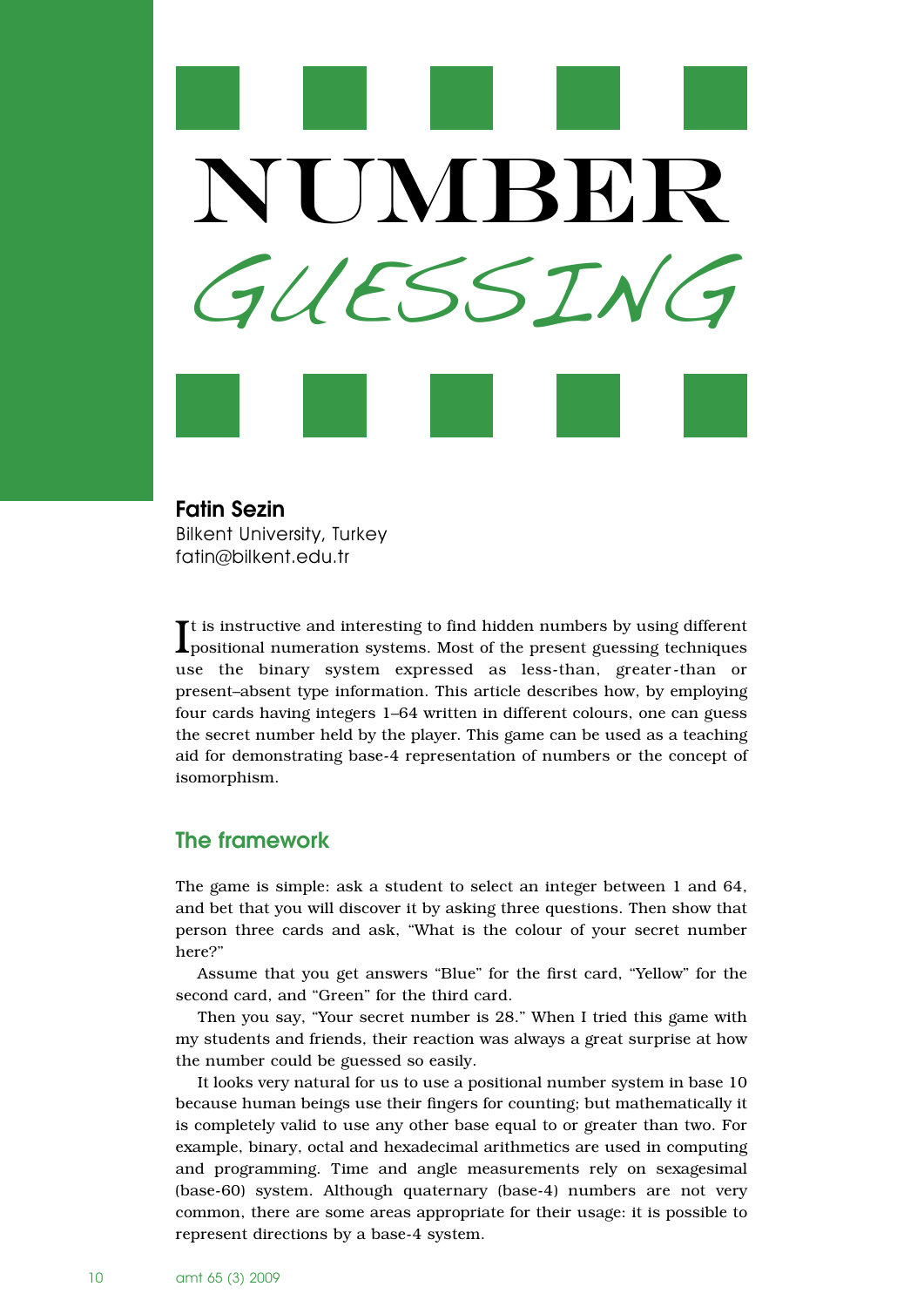# NUMBER *GUESSING*

**Fatin Sezin**
Bilkent University, Turkey
fatin@bilkent.edu.tr

It is instructive and interesting to find hidden numbers by using different positional numeration systems. Most of the present guessing techniques use the binary system expressed as less-than, greater-than or present–absent type information. This article describes how, by employing four cards having integers 1–64 written in different colours, one can guess the secret number held by the player. This game can be used as a teaching aid for demonstrating base-4 representation of numbers or the concept of isomorphism.

## The framework

The game is simple: ask a student to select an integer between 1 and 64, and bet that you will discover it by asking three questions. Then show that person three cards and ask, "What is the colour of your secret number here?"

Assume that you get answers "Blue" for the first card, "Yellow" for the second card, and "Green" for the third card.

Then you say, "Your secret number is 28." When I tried this game with my students and friends, their reaction was always a great surprise at how the number could be guessed so easily.

It looks very natural for us to use a positional number system in base 10 because human beings use their fingers for counting; but mathematically it is completely valid to use any other base equal to or greater than two. For example, binary, octal and hexadecimal arithmetics are used in computing and programming. Time and angle measurements rely on sexagesimal (base-60) system. Although quaternary (base-4) numbers are not very common, there are some areas appropriate for their usage: it is possible to represent directions by a base-4 system.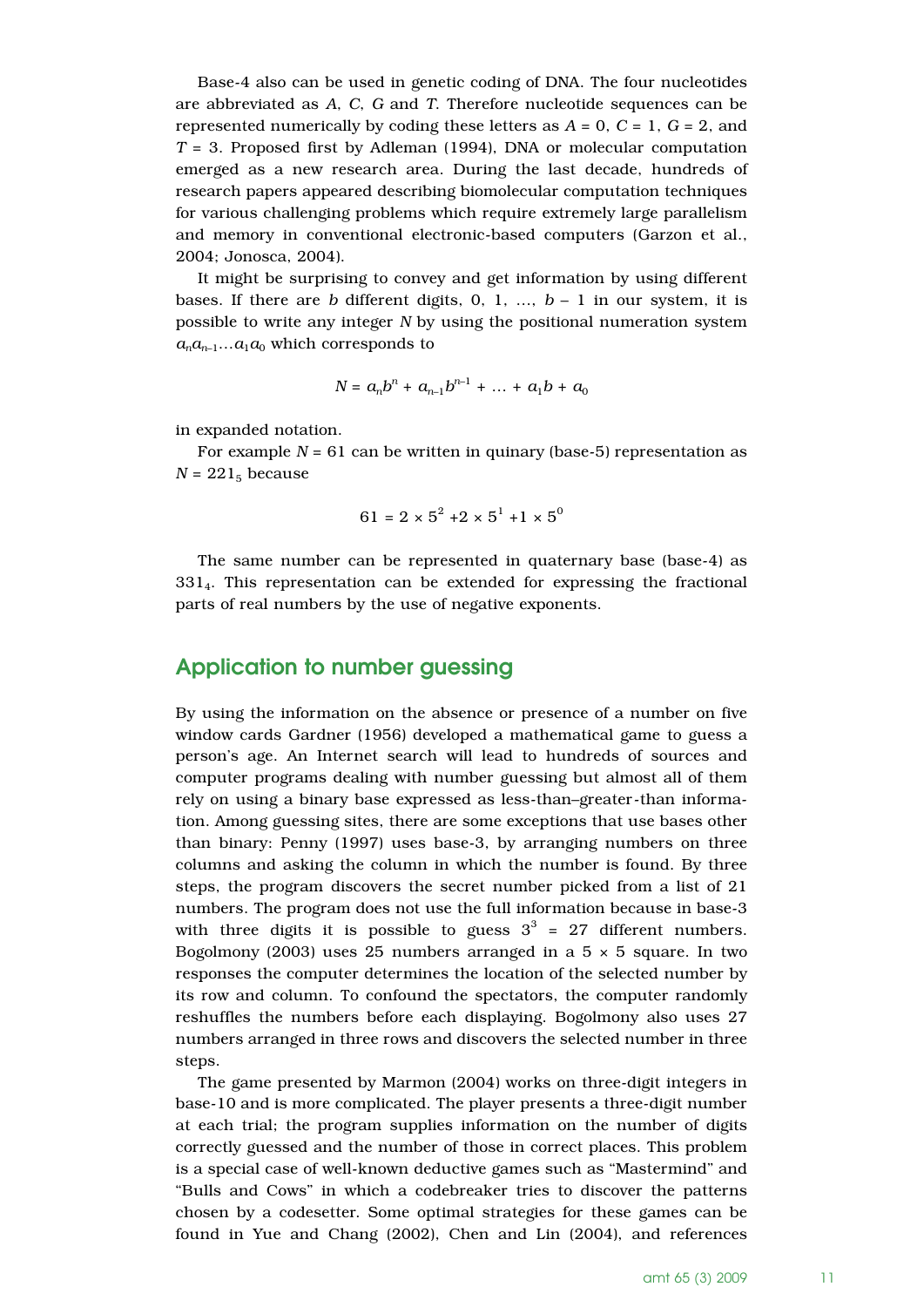Base-4 also can be used in genetic coding of DNA. The four nucleotides are abbreviated as *A*, *C*, *G* and *T*. Therefore nucleotide sequences can be represented numerically by coding these letters as $A = 0$, $C = 1$, $G = 2$, and $T = 3$. Proposed first by Adleman (1994), DNA or molecular computation emerged as a new research area. During the last decade, hundreds of research papers appeared describing biomolecular computation techniques for various challenging problems which require extremely large parallelism and memory in conventional electronic-based computers (Garzon et al., 2004; Jonosca, 2004).

It might be surprising to convey and get information by using different bases. If there are *b* different digits, 0, 1, …, $b - 1$ in our system, it is possible to write any integer *N* by using the positional numeration system $a_n a_{n-1} \ldots a_1 a_0$ which corresponds to

$$N = a_n b^n + a_{n-1} b^{n-1} + \ldots + a_1 b + a_0$$

in expanded notation.

For example $N = 61$ can be written in quinary (base-5) representation as $N = 221_5$ because

$$61 = 2 \times 5^2 + 2 \times 5^1 + 1 \times 5^0$$

The same number can be represented in quaternary base (base-4) as $331_4$. This representation can be extended for expressing the fractional parts of real numbers by the use of negative exponents.

## Application to number guessing

By using the information on the absence or presence of a number on five window cards Gardner (1956) developed a mathematical game to guess a person's age. An Internet search will lead to hundreds of sources and computer programs dealing with number guessing but almost all of them rely on using a binary base expressed as less-than–greater-than information. Among guessing sites, there are some exceptions that use bases other than binary: Penny (1997) uses base-3, by arranging numbers on three columns and asking the column in which the number is found. By three steps, the program discovers the secret number picked from a list of 21 numbers. The program does not use the full information because in base-3 with three digits it is possible to guess $3^3 = 27$ different numbers. Bogolmony (2003) uses 25 numbers arranged in a $5 \times 5$ square. In two responses the computer determines the location of the selected number by its row and column. To confound the spectators, the computer randomly reshuffles the numbers before each displaying. Bogolmony also uses 27 numbers arranged in three rows and discovers the selected number in three steps.

The game presented by Marmon (2004) works on three-digit integers in base-10 and is more complicated. The player presents a three-digit number at each trial; the program supplies information on the number of digits correctly guessed and the number of those in correct places. This problem is a special case of well-known deductive games such as "Mastermind" and "Bulls and Cows" in which a codebreaker tries to discover the patterns chosen by a codesetter. Some optimal strategies for these games can be found in Yue and Chang (2002), Chen and Lin (2004), and references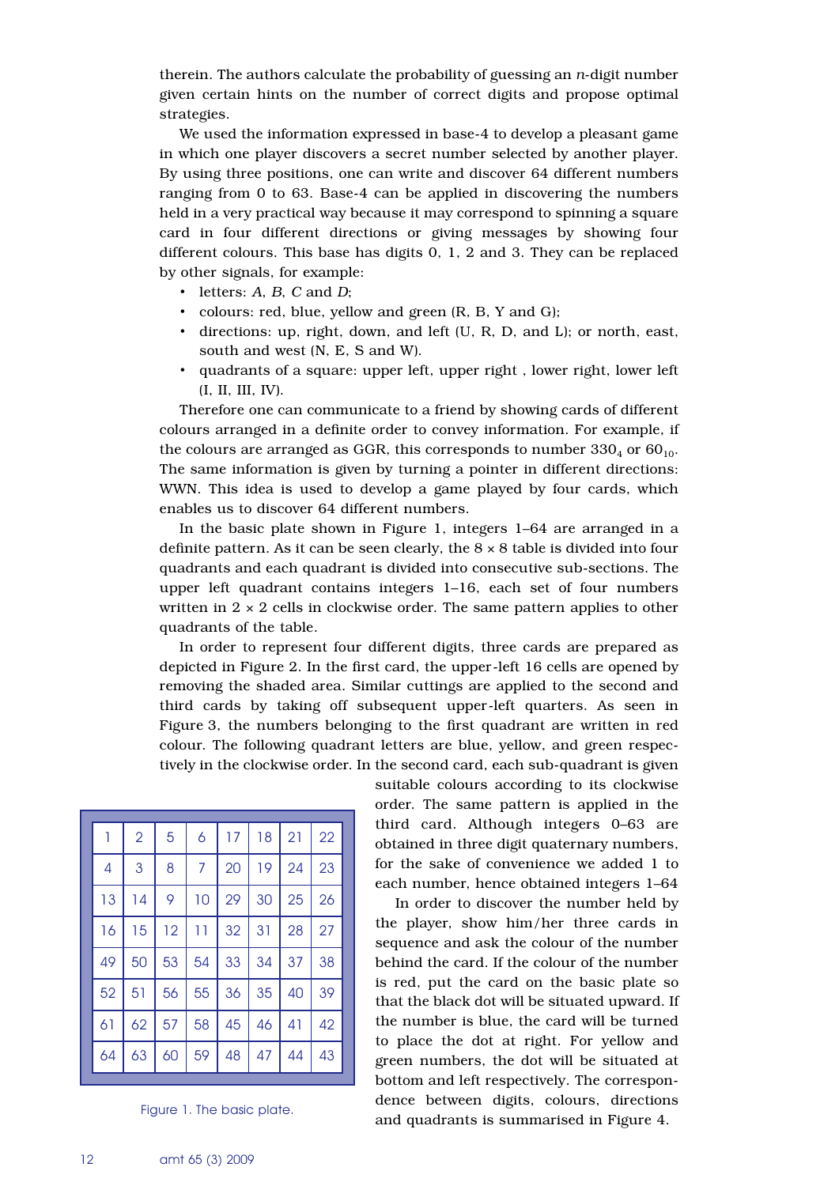therein. The authors calculate the probability of guessing an *n*-digit number given certain hints on the number of correct digits and propose optimal strategies.

We used the information expressed in base-4 to develop a pleasant game in which one player discovers a secret number selected by another player. By using three positions, one can write and discover 64 different numbers ranging from 0 to 63. Base-4 can be applied in discovering the numbers held in a very practical way because it may correspond to spinning a square card in four different directions or giving messages by showing four different colours. This base has digits 0, 1, 2 and 3. They can be replaced by other signals, for example:

- letters: *A*, *B*, *C* and *D*;
- colours: red, blue, yellow and green (R, B, Y and G);
- directions: up, right, down, and left (U, R, D, and L); or north, east, south and west (N, E, S and W).
- quadrants of a square: upper left, upper right , lower right, lower left (I, II, III, IV).

Therefore one can communicate to a friend by showing cards of different colours arranged in a definite order to convey information. For example, if the colours are arranged as GGR, this corresponds to number $330_4$ or $60_{10}$. The same information is given by turning a pointer in different directions: WWN. This idea is used to develop a game played by four cards, which enables us to discover 64 different numbers.

In the basic plate shown in Figure 1, integers 1–64 are arranged in a definite pattern. As it can be seen clearly, the 8 × 8 table is divided into four quadrants and each quadrant is divided into consecutive sub-sections. The upper left quadrant contains integers 1–16, each set of four numbers written in 2 × 2 cells in clockwise order. The same pattern applies to other quadrants of the table.

In order to represent four different digits, three cards are prepared as depicted in Figure 2. In the first card, the upper-left 16 cells are opened by removing the shaded area. Similar cuttings are applied to the second and third cards by taking off subsequent upper-left quarters. As seen in Figure 3, the numbers belonging to the first quadrant are written in red colour. The following quadrant letters are blue, yellow, and green respectively in the clockwise order. In the second card, each sub-quadrant is given suitable colours according to its clockwise order. The same pattern is applied in the third card. Although integers 0–63 are obtained in three digit quaternary numbers, for the sake of convenience we added 1 to each number, hence obtained integers 1–64

| 1 | 2 | 5 | 6 | 17 | 18 | 21 | 22 |
|---|---|---|---|---|---|---|---|
| 4 | 3 | 8 | 7 | 20 | 19 | 24 | 23 |
| 13 | 14 | 9 | 10 | 29 | 30 | 25 | 26 |
| 16 | 15 | 12 | 11 | 32 | 31 | 28 | 27 |
| 49 | 50 | 53 | 54 | 33 | 34 | 37 | 38 |
| 52 | 51 | 56 | 55 | 36 | 35 | 40 | 39 |
| 61 | 62 | 57 | 58 | 45 | 46 | 41 | 42 |
| 64 | 63 | 60 | 59 | 48 | 47 | 44 | 43 |

Figure 1. The basic plate.

In order to discover the number held by the player, show him/her three cards in sequence and ask the colour of the number behind the card. If the colour of the number is red, put the card on the basic plate so that the black dot will be situated upward. If the number is blue, the card will be turned to place the dot at right. For yellow and green numbers, the dot will be situated at bottom and left respectively. The correspondence between digits, colours, directions and quadrants is summarised in Figure 4.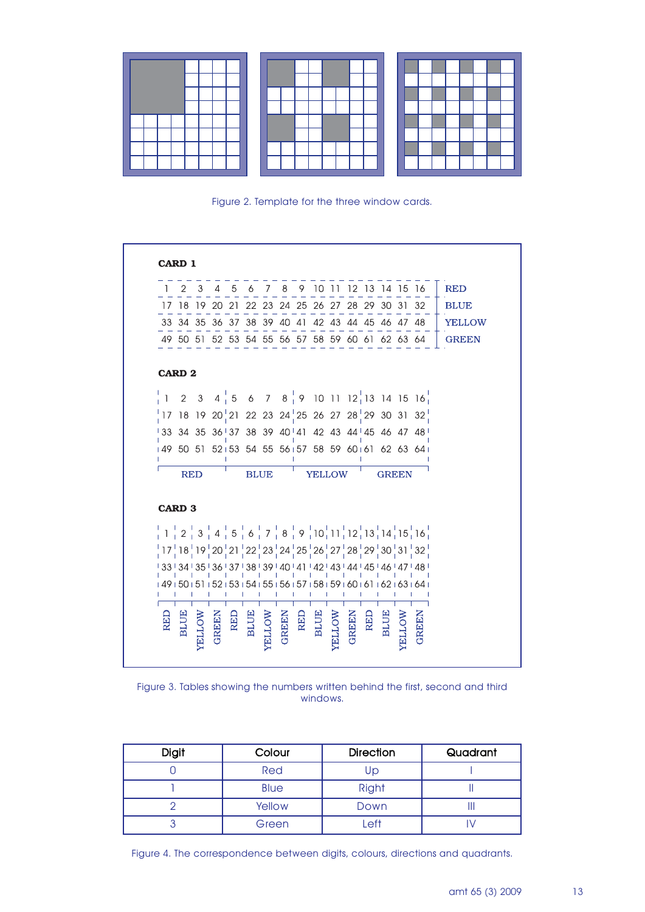Figure 2. Template for the three window cards.

**CARD 1**

| | | | | | | | | | | | | | | | | |
|---|---|---|---|---|---|---|---|---|---|---|---|---|---|---|---|---|
| 1 | 2 | 3 | 4 | 5 | 6 | 7 | 8 | 9 | 10 | 11 | 12 | 13 | 14 | 15 | 16 | RED |
| 17 | 18 | 19 | 20 | 21 | 22 | 23 | 24 | 25 | 26 | 27 | 28 | 29 | 30 | 31 | 32 | BLUE |
| 33 | 34 | 35 | 36 | 37 | 38 | 39 | 40 | 41 | 42 | 43 | 44 | 45 | 46 | 47 | 48 | YELLOW |
| 49 | 50 | 51 | 52 | 53 | 54 | 55 | 56 | 57 | 58 | 59 | 60 | 61 | 62 | 63 | 64 | GREEN |

**CARD 2**

| RED | | | | BLUE | | | | YELLOW | | | | GREEN | | | |
|---|---|---|---|---|---|---|---|---|---|---|---|---|---|---|---|
| 1 | 2 | 3 | 4 | 5 | 6 | 7 | 8 | 9 | 10 | 11 | 12 | 13 | 14 | 15 | 16 |
| 17 | 18 | 19 | 20 | 21 | 22 | 23 | 24 | 25 | 26 | 27 | 28 | 29 | 30 | 31 | 32 |
| 33 | 34 | 35 | 36 | 37 | 38 | 39 | 40 | 41 | 42 | 43 | 44 | 45 | 46 | 47 | 48 |
| 49 | 50 | 51 | 52 | 53 | 54 | 55 | 56 | 57 | 58 | 59 | 60 | 61 | 62 | 63 | 64 |

**CARD 3**

| RED | BLUE | YELLOW | GREEN | RED | BLUE | YELLOW | GREEN | RED | BLUE | YELLOW | GREEN | RED | BLUE | YELLOW | GREEN |
|---|---|---|---|---|---|---|---|---|---|---|---|---|---|---|---|
| 1 | 2 | 3 | 4 | 5 | 6 | 7 | 8 | 9 | 10 | 11 | 12 | 13 | 14 | 15 | 16 |
| 17 | 18 | 19 | 20 | 21 | 22 | 23 | 24 | 25 | 26 | 27 | 28 | 29 | 30 | 31 | 32 |
| 33 | 34 | 35 | 36 | 37 | 38 | 39 | 40 | 41 | 42 | 43 | 44 | 45 | 46 | 47 | 48 |
| 49 | 50 | 51 | 52 | 53 | 54 | 55 | 56 | 57 | 58 | 59 | 60 | 61 | 62 | 63 | 64 |

Figure 3. Tables showing the numbers written behind the first, second and third windows.

| Digit | Colour | Direction | Quadrant |
|---|---|---|---|
| 0 | Red | Up | I |
| 1 | Blue | Right | II |
| 2 | Yellow | Down | III |
| 3 | Green | Left | IV |

Figure 4. The correspondence between digits, colours, directions and quadrants.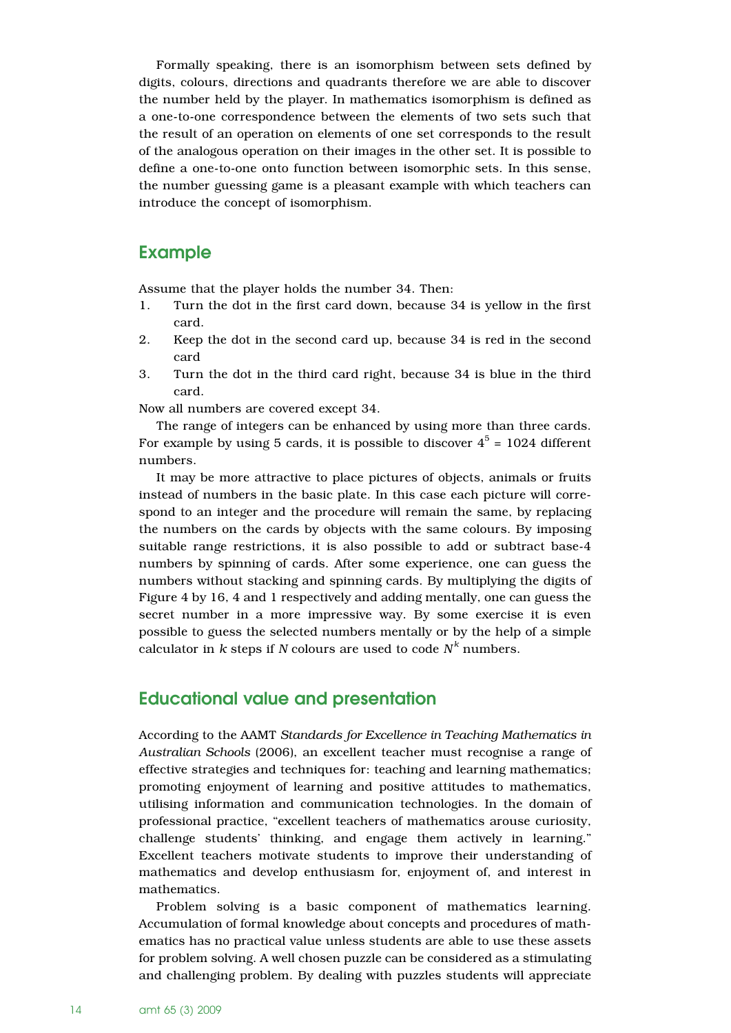Formally speaking, there is an isomorphism between sets defined by digits, colours, directions and quadrants therefore we are able to discover the number held by the player. In mathematics isomorphism is defined as a one-to-one correspondence between the elements of two sets such that the result of an operation on elements of one set corresponds to the result of the analogous operation on their images in the other set. It is possible to define a one-to-one onto function between isomorphic sets. In this sense, the number guessing game is a pleasant example with which teachers can introduce the concept of isomorphism.

## Example

Assume that the player holds the number 34. Then:

1. Turn the dot in the first card down, because 34 is yellow in the first card.
2. Keep the dot in the second card up, because 34 is red in the second card
3. Turn the dot in the third card right, because 34 is blue in the third card.

Now all numbers are covered except 34.

The range of integers can be enhanced by using more than three cards. For example by using 5 cards, it is possible to discover $4^5 = 1024$ different numbers.

It may be more attractive to place pictures of objects, animals or fruits instead of numbers in the basic plate. In this case each picture will correspond to an integer and the procedure will remain the same, by replacing the numbers on the cards by objects with the same colours. By imposing suitable range restrictions, it is also possible to add or subtract base-4 numbers by spinning of cards. After some experience, one can guess the numbers without stacking and spinning cards. By multiplying the digits of Figure 4 by 16, 4 and 1 respectively and adding mentally, one can guess the secret number in a more impressive way. By some exercise it is even possible to guess the selected numbers mentally or by the help of a simple calculator in $k$ steps if $N$ colours are used to code $N^k$ numbers.

## Educational value and presentation

According to the AAMT *Standards for Excellence in Teaching Mathematics in Australian Schools* (2006), an excellent teacher must recognise a range of effective strategies and techniques for: teaching and learning mathematics; promoting enjoyment of learning and positive attitudes to mathematics, utilising information and communication technologies. In the domain of professional practice, "excellent teachers of mathematics arouse curiosity, challenge students' thinking, and engage them actively in learning." Excellent teachers motivate students to improve their understanding of mathematics and develop enthusiasm for, enjoyment of, and interest in mathematics.

Problem solving is a basic component of mathematics learning. Accumulation of formal knowledge about concepts and procedures of mathematics has no practical value unless students are able to use these assets for problem solving. A well chosen puzzle can be considered as a stimulating and challenging problem. By dealing with puzzles students will appreciate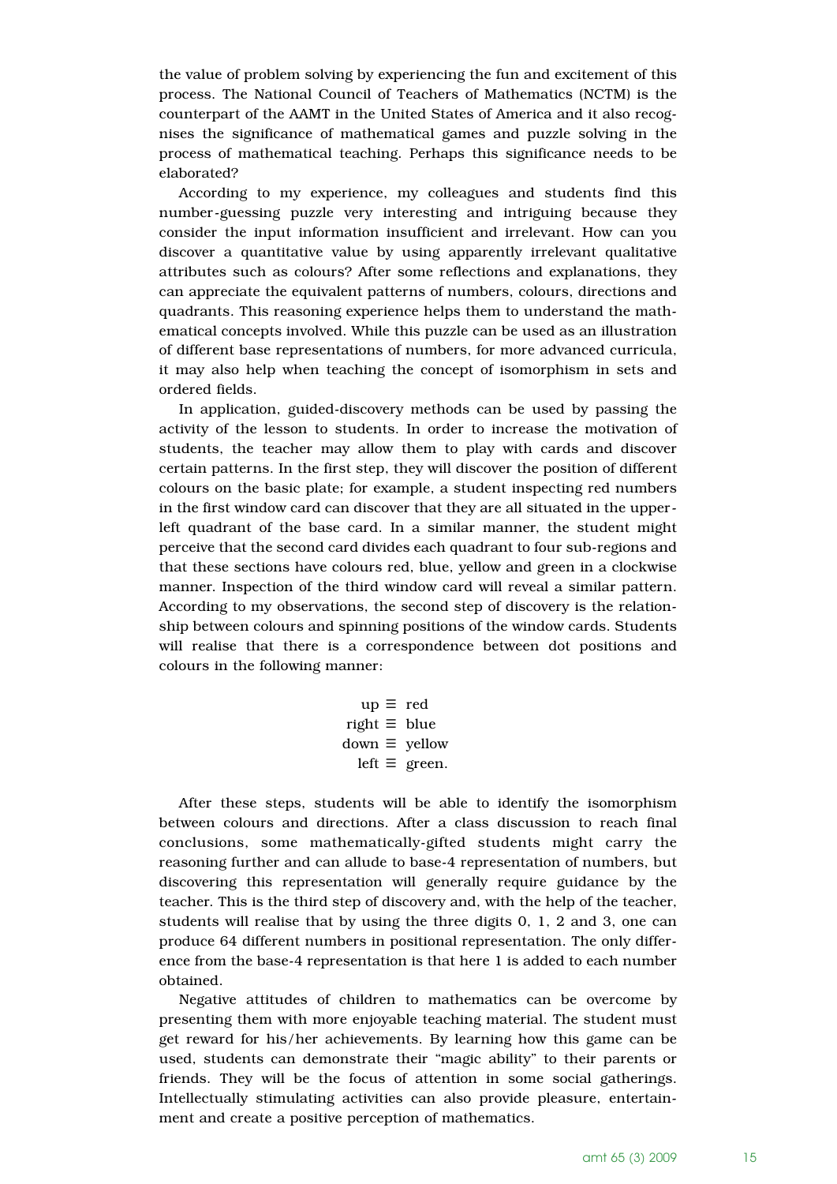the value of problem solving by experiencing the fun and excitement of this process. The National Council of Teachers of Mathematics (NCTM) is the counterpart of the AAMT in the United States of America and it also recognises the significance of mathematical games and puzzle solving in the process of mathematical teaching. Perhaps this significance needs to be elaborated?

According to my experience, my colleagues and students find this number-guessing puzzle very interesting and intriguing because they consider the input information insufficient and irrelevant. How can you discover a quantitative value by using apparently irrelevant qualitative attributes such as colours? After some reflections and explanations, they can appreciate the equivalent patterns of numbers, colours, directions and quadrants. This reasoning experience helps them to understand the mathematical concepts involved. While this puzzle can be used as an illustration of different base representations of numbers, for more advanced curricula, it may also help when teaching the concept of isomorphism in sets and ordered fields.

In application, guided-discovery methods can be used by passing the activity of the lesson to students. In order to increase the motivation of students, the teacher may allow them to play with cards and discover certain patterns. In the first step, they will discover the position of different colours on the basic plate; for example, a student inspecting red numbers in the first window card can discover that they are all situated in the upper-left quadrant of the base card. In a similar manner, the student might perceive that the second card divides each quadrant to four sub-regions and that these sections have colours red, blue, yellow and green in a clockwise manner. Inspection of the third window card will reveal a similar pattern. According to my observations, the second step of discovery is the relationship between colours and spinning positions of the window cards. Students will realise that there is a correspondence between dot positions and colours in the following manner:

$$
\begin{aligned}
\text{up} &\equiv \text{red} \\
\text{right} &\equiv \text{blue} \\
\text{down} &\equiv \text{yellow} \\
\text{left} &\equiv \text{green.}
\end{aligned}
$$

After these steps, students will be able to identify the isomorphism between colours and directions. After a class discussion to reach final conclusions, some mathematically-gifted students might carry the reasoning further and can allude to base-4 representation of numbers, but discovering this representation will generally require guidance by the teacher. This is the third step of discovery and, with the help of the teacher, students will realise that by using the three digits 0, 1, 2 and 3, one can produce 64 different numbers in positional representation. The only difference from the base-4 representation is that here 1 is added to each number obtained.

Negative attitudes of children to mathematics can be overcome by presenting them with more enjoyable teaching material. The student must get reward for his/her achievements. By learning how this game can be used, students can demonstrate their "magic ability" to their parents or friends. They will be the focus of attention in some social gatherings. Intellectually stimulating activities can also provide pleasure, entertainment and create a positive perception of mathematics.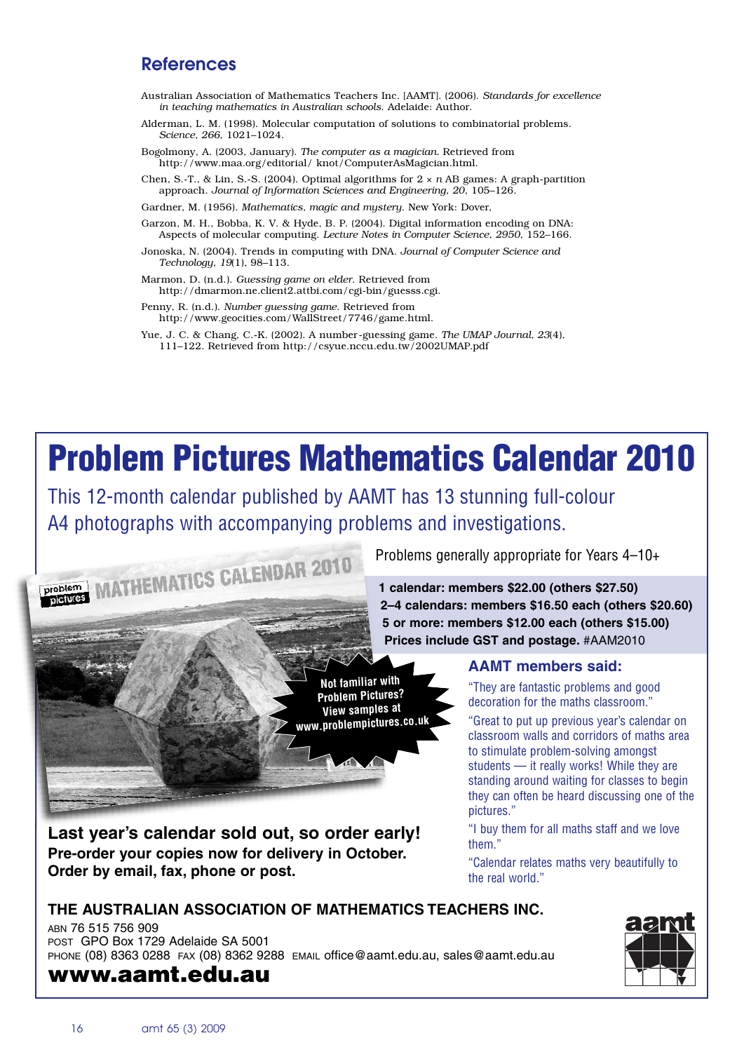## References

Australian Association of Mathematics Teachers Inc. [AAMT]. (2006). *Standards for excellence in teaching mathematics in Australian schools*. Adelaide: Author.

Alderman, L. M. (1998). Molecular computation of solutions to combinatorial problems. *Science*, *266*, 1021–1024.

Bogolmony, A. (2003, January). *The computer as a magician*. Retrieved from http://www.maa.org/editorial/ knot/ComputerAsMagician.html.

Chen, S.-T., & Lin, S.-S. (2004). Optimal algorithms for 2 × *n* AB games: A graph-partition approach. *Journal of Information Sciences and Engineering*, *20*, 105–126.

Gardner, M. (1956). *Mathematics, magic and mystery*. New York: Dover,

Garzon, M. H., Bobba, K. V. & Hyde, B. P. (2004). Digital information encoding on DNA: Aspects of molecular computing. *Lecture Notes in Computer Science*, *2950*, 152–166.

Jonoska, N. (2004). Trends in computing with DNA. *Journal of Computer Science and Technology*, *19*(1), 98–113.

Marmon, D. (n.d.). *Guessing game on elder*. Retrieved from http://dmarmon.ne.client2.attbi.com/cgi-bin/guesss.cgi.

Penny, R. (n.d.). *Number guessing game*. Retrieved from http://www.geocities.com/WallStreet/7746/game.html.

Yue, J. C. & Chang, C.-K. (2002). A number-guessing game. *The UMAP Journal*, *23*(4), 111–122. Retrieved from http://csyue.nccu.edu.tw/2002UMAP.pdf

# Problem Pictures Mathematics Calendar 2010

This 12-month calendar published by AAMT has 13 stunning full-colour A4 photographs with accompanying problems and investigations.

Problems generally appropriate for Years 4–10+

**1 calendar: members $22.00 (others $27.50)**
**2–4 calendars: members $16.50 each (others $20.60)**
**5 or more: members $12.00 each (others $15.00)**
**Prices include GST and postage.** #AAM2010

Not familiar with Problem Pictures? View samples at www.problempictures.co.uk

### AAMT members said:

"They are fantastic problems and good decoration for the maths classroom."

"Great to put up previous year's calendar on classroom walls and corridors of maths area to stimulate problem-solving amongst students — it really works! While they are standing around waiting for classes to begin they can often be heard discussing one of the pictures."

"I buy them for all maths staff and we love them."

"Calendar relates maths very beautifully to the real world."

**Last year's calendar sold out, so order early!**
**Pre-order your copies now for delivery in October.**
**Order by email, fax, phone or post.**

**THE AUSTRALIAN ASSOCIATION OF MATHEMATICS TEACHERS INC.**
ABN 76 515 756 909
POST GPO Box 1729 Adelaide SA 5001
PHONE (08) 8363 0288 FAX (08) 8362 9288 EMAIL office@aamt.edu.au, sales@aamt.edu.au
**www.aamt.edu.au**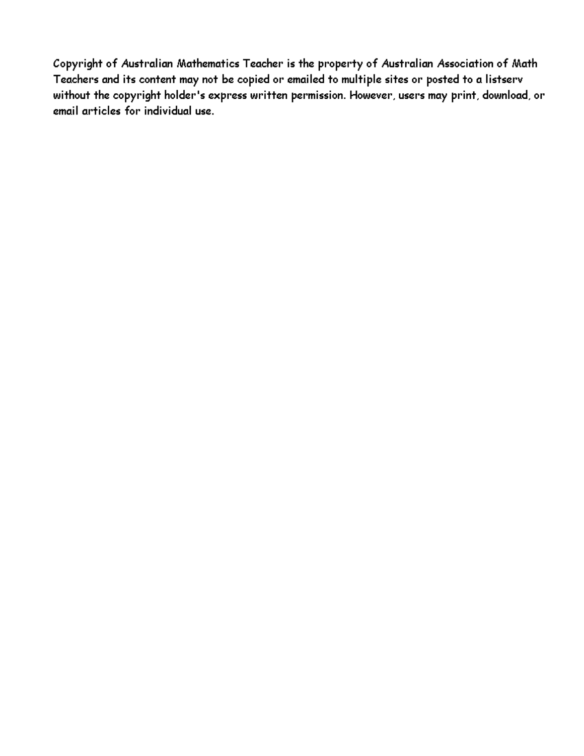Copyright of Australian Mathematics Teacher is the property of Australian Association of Math Teachers and its content may not be copied or emailed to multiple sites or posted to a listserv without the copyright holder's express written permission. However, users may print, download, or email articles for individual use.